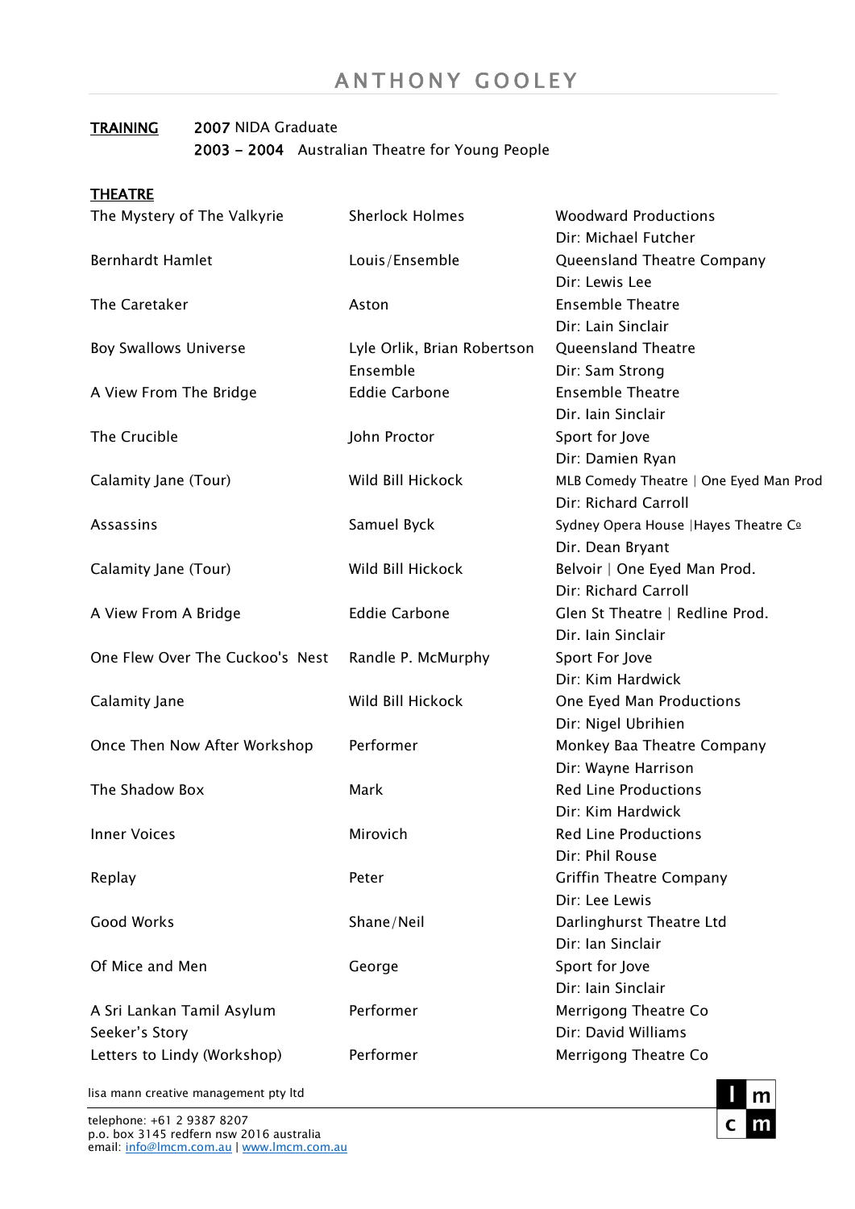# ANTHONY GOOLEY

**TRAINING**

**2007** NIDA Graduate
**2003 – 2004** Australian Theatre for Young People

**THEATRE**

| | | |
|---|---|---|
| The Mystery of The Valkyrie | Sherlock Holmes | Woodward Productions<br>Dir: Michael Futcher |
| Bernhardt Hamlet | Louis/Ensemble | Queensland Theatre Company<br>Dir: Lewis Lee |
| The Caretaker | Aston | Ensemble Theatre<br>Dir: Lain Sinclair |
| Boy Swallows Universe | Lyle Orlik, Brian Robertson<br>Ensemble | Queensland Theatre<br>Dir: Sam Strong |
| A View From The Bridge | Eddie Carbone | Ensemble Theatre<br>Dir. Iain Sinclair |
| The Crucible | John Proctor | Sport for Jove<br>Dir: Damien Ryan |
| Calamity Jane (Tour) | Wild Bill Hickock | MLB Comedy Theatre \| One Eyed Man Prod<br>Dir: Richard Carroll |
| Assassins | Samuel Byck | Sydney Opera House \|Hayes Theatre Co<br>Dir. Dean Bryant |
| Calamity Jane (Tour) | Wild Bill Hickock | Belvoir \| One Eyed Man Prod.<br>Dir: Richard Carroll |
| A View From A Bridge | Eddie Carbone | Glen St Theatre \| Redline Prod.<br>Dir. Iain Sinclair |
| One Flew Over The Cuckoo's Nest | Randle P. McMurphy | Sport For Jove<br>Dir: Kim Hardwick |
| Calamity Jane | Wild Bill Hickock | One Eyed Man Productions<br>Dir: Nigel Ubrihien |
| Once Then Now After Workshop | Performer | Monkey Baa Theatre Company<br>Dir: Wayne Harrison |
| The Shadow Box | Mark | Red Line Productions<br>Dir: Kim Hardwick |
| Inner Voices | Mirovich | Red Line Productions<br>Dir: Phil Rouse |
| Replay | Peter | Griffin Theatre Company<br>Dir: Lee Lewis |
| Good Works | Shane/Neil | Darlinghurst Theatre Ltd<br>Dir: Ian Sinclair |
| Of Mice and Men | George | Sport for Jove<br>Dir: Iain Sinclair |
| A Sri Lankan Tamil Asylum Seeker's Story | Performer | Merrigong Theatre Co<br>Dir: David Williams |
| Letters to Lindy (Workshop) | Performer | Merrigong Theatre Co |

lisa mann creative management pty ltd

telephone: +61 2 9387 8207
p.o. box 3145 redfern nsw 2016 australia
email: info@lmcm.com.au | www.lmcm.com.au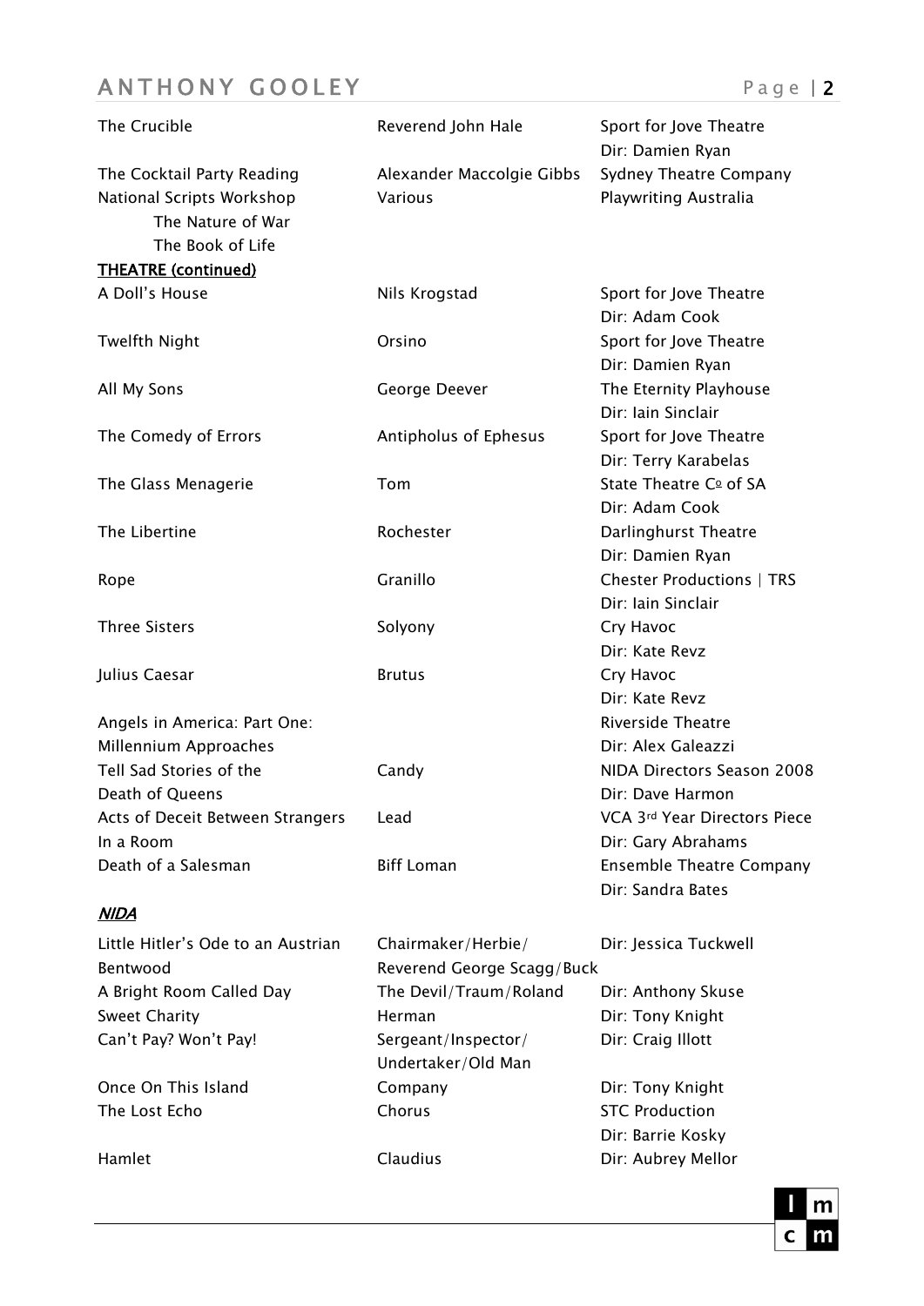| | | |
|---|---|---|
| The Crucible | Reverend John Hale | Sport for Jove Theatre<br>Dir: Damien Ryan |
| The Cocktail Party Reading | Alexander Maccolgie Gibbs | Sydney Theatre Company |
| National Scripts Workshop<br>The Nature of War<br>The Book of Life | Various | Playwriting Australia |

**THEATRE (continued)**

| | | |
|---|---|---|
| A Doll's House | Nils Krogstad | Sport for Jove Theatre<br>Dir: Adam Cook |
| Twelfth Night | Orsino | Sport for Jove Theatre<br>Dir: Damien Ryan |
| All My Sons | George Deever | The Eternity Playhouse<br>Dir: Iain Sinclair |
| The Comedy of Errors | Antipholus of Ephesus | Sport for Jove Theatre<br>Dir: Terry Karabelas |
| The Glass Menagerie | Tom | State Theatre Cº of SA<br>Dir: Adam Cook |
| The Libertine | Rochester | Darlinghurst Theatre<br>Dir: Damien Ryan |
| Rope | Granillo | Chester Productions \| TRS<br>Dir: Iain Sinclair |
| Three Sisters | Solyony | Cry Havoc<br>Dir: Kate Revz |
| Julius Caesar | Brutus | Cry Havoc<br>Dir: Kate Revz |
| Angels in America: Part One: Millennium Approaches | | Riverside Theatre<br>Dir: Alex Galeazzi |
| Tell Sad Stories of the Death of Queens | Candy | NIDA Directors Season 2008<br>Dir: Dave Harmon |
| Acts of Deceit Between Strangers In a Room | Lead | VCA 3rd Year Directors Piece<br>Dir: Gary Abrahams |
| Death of a Salesman | Biff Loman | Ensemble Theatre Company<br>Dir: Sandra Bates |

***NIDA***

| | | |
|---|---|---|
| Little Hitler's Ode to an Austrian Bentwood | Chairmaker/Herbie/<br>Reverend George Scagg/Buck | Dir: Jessica Tuckwell |
| A Bright Room Called Day | The Devil/Traum/Roland | Dir: Anthony Skuse |
| Sweet Charity | Herman | Dir: Tony Knight |
| Can't Pay? Won't Pay! | Sergeant/Inspector/<br>Undertaker/Old Man | Dir: Craig Illott |
| Once On This Island | Company | Dir: Tony Knight |
| The Lost Echo | Chorus | STC Production<br>Dir: Barrie Kosky |
| Hamlet | Claudius | Dir: Aubrey Mellor |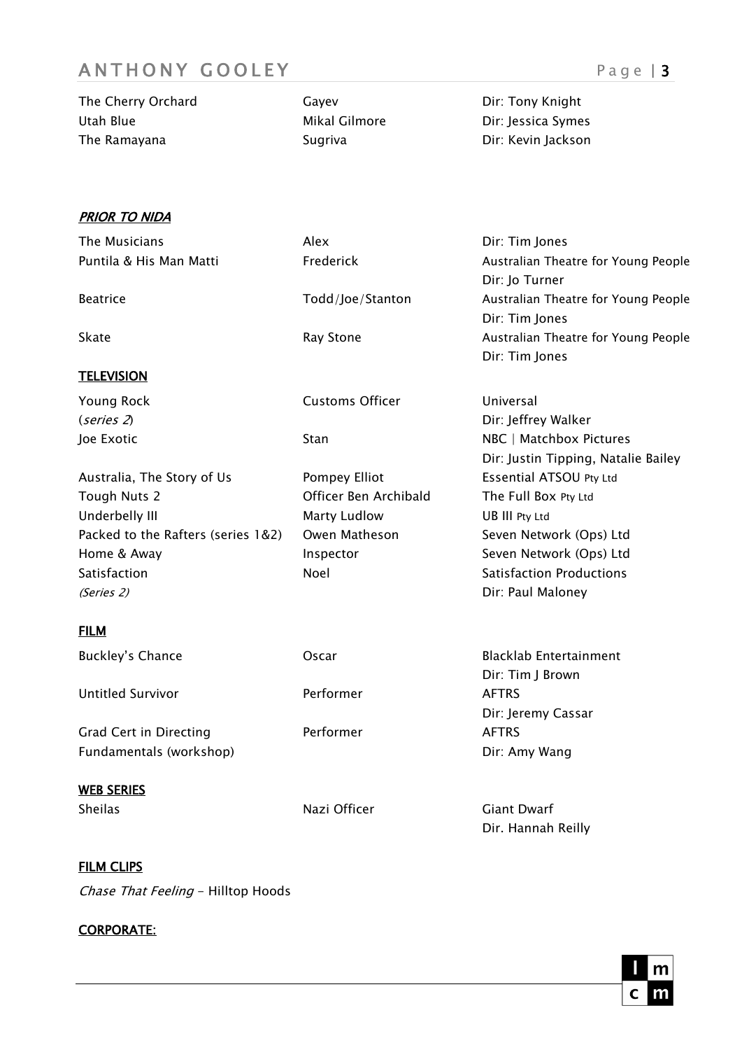| | | |
|---|---|---|
| The Cherry Orchard | Gayev | Dir: Tony Knight |
| Utah Blue | Mikal Gilmore | Dir: Jessica Symes |
| The Ramayana | Sugriva | Dir: Kevin Jackson |

***PRIOR TO NIDA***

| | | |
|---|---|---|
| The Musicians | Alex | Dir: Tim Jones |
| Puntila & His Man Matti | Frederick | Australian Theatre for Young People<br>Dir: Jo Turner |
| Beatrice | Todd/Joe/Stanton | Australian Theatre for Young People<br>Dir: Tim Jones |
| Skate | Ray Stone | Australian Theatre for Young People<br>Dir: Tim Jones |

**TELEVISION**

| | | |
|---|---|---|
| Young Rock<br>(*series 2*) | Customs Officer | Universal<br>Dir: Jeffrey Walker |
| Joe Exotic | Stan | NBC \| Matchbox Pictures<br>Dir: Justin Tipping, Natalie Bailey |
| Australia, The Story of Us | Pompey Elliot | Essential ATSOU Pty Ltd |
| Tough Nuts 2 | Officer Ben Archibald | The Full Box Pty Ltd |
| Underbelly III | Marty Ludlow | UB III Pty Ltd |
| Packed to the Rafters (series 1&2) | Owen Matheson | Seven Network (Ops) Ltd |
| Home & Away | Inspector | Seven Network (Ops) Ltd |
| Satisfaction<br>*(Series 2)* | Noel | Satisfaction Productions<br>Dir: Paul Maloney |

**FILM**

| | | |
|---|---|---|
| Buckley's Chance | Oscar | Blacklab Entertainment<br>Dir: Tim J Brown |
| Untitled Survivor | Performer | AFTRS<br>Dir: Jeremy Cassar |
| Grad Cert in Directing Fundamentals (workshop) | Performer | AFTRS<br>Dir: Amy Wang |

**WEB SERIES**

| | | |
|---|---|---|
| Sheilas | Nazi Officer | Giant Dwarf<br>Dir. Hannah Reilly |

**FILM CLIPS**

*Chase That Feeling* – Hilltop Hoods

**CORPORATE:**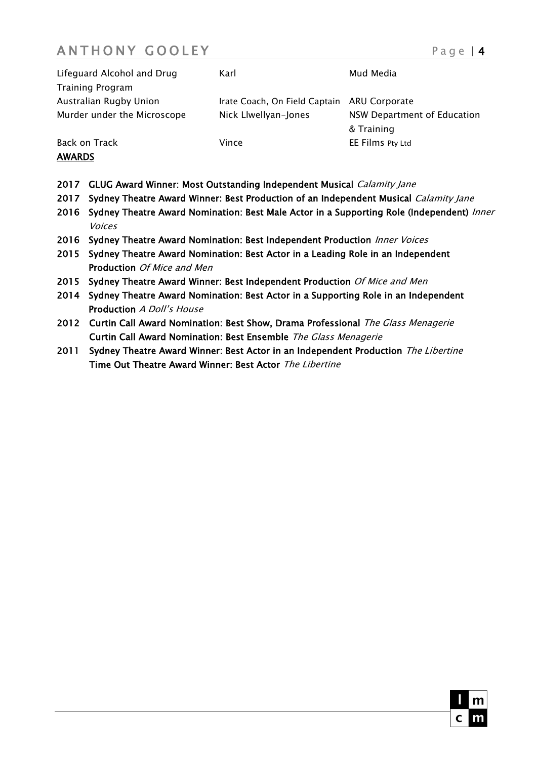| | | |
|---|---|---|
| Lifeguard Alcohol and Drug Training Program | Karl | Mud Media |
| Australian Rugby Union | Irate Coach, On Field Captain | ARU Corporate |
| Murder under the Microscope | Nick Llwellyan-Jones | NSW Department of Education & Training |
| Back on Track | Vince | EE Films Pty Ltd |

## AWARDS

- 2017 **GLUG Award Winner: Most Outstanding Independent Musical** *Calamity Jane*
- 2017 **Sydney Theatre Award Winner: Best Production of an Independent Musical** *Calamity Jane*
- 2016 **Sydney Theatre Award Nomination: Best Male Actor in a Supporting Role (Independent)** *Inner Voices*
- 2016 **Sydney Theatre Award Nomination: Best Independent Production** *Inner Voices*
- 2015 **Sydney Theatre Award Nomination: Best Actor in a Leading Role in an Independent Production** *Of Mice and Men*
- 2015 **Sydney Theatre Award Winner: Best Independent Production** *Of Mice and Men*
- 2014 **Sydney Theatre Award Nomination: Best Actor in a Supporting Role in an Independent Production** *A Doll's House*
- 2012 **Curtin Call Award Nomination: Best Show, Drama Professional** *The Glass Menagerie*
  **Curtin Call Award Nomination: Best Ensemble** *The Glass Menagerie*
- 2011 **Sydney Theatre Award Winner: Best Actor in an Independent Production** *The Libertine*
  **Time Out Theatre Award Winner: Best Actor** *The Libertine*